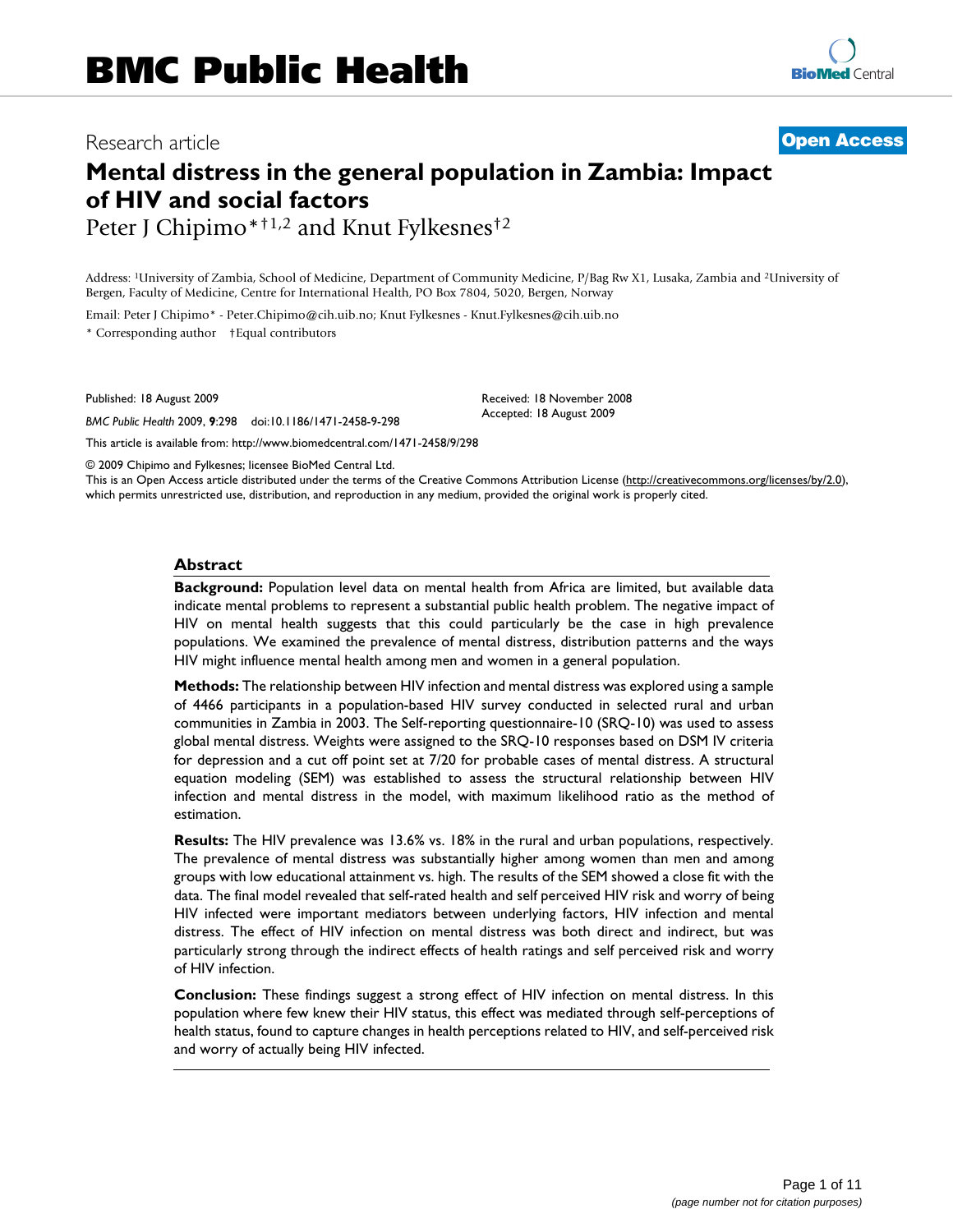# Mental distress in the general population in Zambia: Impact of HIV and social factors

Peter J Chipimo*†[1,2] and Knut Fylkesnes†[2]

Address: [1]University of Zambia, School of Medicine, Department of Community Medicine, P/Bag Rw X1, Lusaka, Zambia and [2]University of Bergen, Faculty of Medicine, Centre for International Health, PO Box 7804, 5020, Bergen, Norway

Email: Peter J Chipimo* - Peter.Chipimo@cih.uib.no; Knut Fylkesnes - Knut.Fylkesnes@cih.uib.no

* Corresponding author †Equal contributors

Published: 18 August 2009

*BMC Public Health* 2009, **9**:298 doi:10.1186/1471-2458-9-298

Received: 18 November 2008
Accepted: 18 August 2009

This article is available from: http://www.biomedcentral.com/1471-2458/9/298

© 2009 Chipimo and Fylkesnes; licensee BioMed Central Ltd.

This is an Open Access article distributed under the terms of the Creative Commons Attribution License (http://creativecommons.org/licenses/by/2.0), which permits unrestricted use, distribution, and reproduction in any medium, provided the original work is properly cited.

## Abstract

**Background:** Population level data on mental health from Africa are limited, but available data indicate mental problems to represent a substantial public health problem. The negative impact of HIV on mental health suggests that this could particularly be the case in high prevalence populations. We examined the prevalence of mental distress, distribution patterns and the ways HIV might influence mental health among men and women in a general population.

**Methods:** The relationship between HIV infection and mental distress was explored using a sample of 4466 participants in a population-based HIV survey conducted in selected rural and urban communities in Zambia in 2003. The Self-reporting questionnaire-10 (SRQ-10) was used to assess global mental distress. Weights were assigned to the SRQ-10 responses based on DSM IV criteria for depression and a cut off point set at 7/20 for probable cases of mental distress. A structural equation modeling (SEM) was established to assess the structural relationship between HIV infection and mental distress in the model, with maximum likelihood ratio as the method of estimation.

**Results:** The HIV prevalence was 13.6% vs. 18% in the rural and urban populations, respectively. The prevalence of mental distress was substantially higher among women than men and among groups with low educational attainment vs. high. The results of the SEM showed a close fit with the data. The final model revealed that self-rated health and self perceived HIV risk and worry of being HIV infected were important mediators between underlying factors, HIV infection and mental distress. The effect of HIV infection on mental distress was both direct and indirect, but was particularly strong through the indirect effects of health ratings and self perceived risk and worry of HIV infection.

**Conclusion:** These findings suggest a strong effect of HIV infection on mental distress. In this population where few knew their HIV status, this effect was mediated through self-perceptions of health status, found to capture changes in health perceptions related to HIV, and self-perceived risk and worry of actually being HIV infected.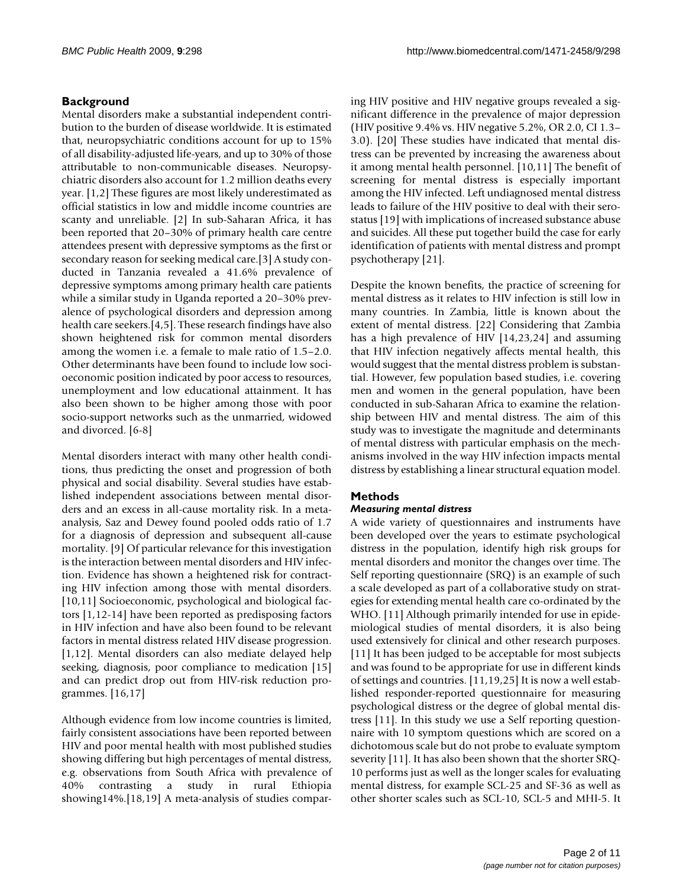## Background

Mental disorders make a substantial independent contribution to the burden of disease worldwide. It is estimated that, neuropsychiatric conditions account for up to 15% of all disability-adjusted life-years, and up to 30% of those attributable to non-communicable diseases. Neuropsychiatric disorders also account for 1.2 million deaths every year. [1,2] These figures are most likely underestimated as official statistics in low and middle income countries are scanty and unreliable. [2] In sub-Saharan Africa, it has been reported that 20–30% of primary health care centre attendees present with depressive symptoms as the first or secondary reason for seeking medical care.[3] A study conducted in Tanzania revealed a 41.6% prevalence of depressive symptoms among primary health care patients while a similar study in Uganda reported a 20–30% prevalence of psychological disorders and depression among health care seekers.[4,5]. These research findings have also shown heightened risk for common mental disorders among the women i.e. a female to male ratio of 1.5–2.0. Other determinants have been found to include low socioeconomic position indicated by poor access to resources, unemployment and low educational attainment. It has also been shown to be higher among those with poor socio-support networks such as the unmarried, widowed and divorced. [6-8]

Mental disorders interact with many other health conditions, thus predicting the onset and progression of both physical and social disability. Several studies have established independent associations between mental disorders and an excess in all-cause mortality risk. In a meta-analysis, Saz and Dewey found pooled odds ratio of 1.7 for a diagnosis of depression and subsequent all-cause mortality. [9] Of particular relevance for this investigation is the interaction between mental disorders and HIV infection. Evidence has shown a heightened risk for contracting HIV infection among those with mental disorders. [10,11] Socioeconomic, psychological and biological factors [1,12-14] have been reported as predisposing factors in HIV infection and have also been found to be relevant factors in mental distress related HIV disease progression. [1,12]. Mental disorders can also mediate delayed help seeking, diagnosis, poor compliance to medication [15] and can predict drop out from HIV-risk reduction programmes. [16,17]

Although evidence from low income countries is limited, fairly consistent associations have been reported between HIV and poor mental health with most published studies showing differing but high percentages of mental distress, e.g. observations from South Africa with prevalence of 40% contrasting a study in rural Ethiopia showing14%.[18,19] A meta-analysis of studies comparing HIV positive and HIV negative groups revealed a significant difference in the prevalence of major depression (HIV positive 9.4% vs. HIV negative 5.2%, OR 2.0, CI 1.3–3.0). [20] These studies have indicated that mental distress can be prevented by increasing the awareness about it among mental health personnel. [10,11] The benefit of screening for mental distress is especially important among the HIV infected. Left undiagnosed mental distress leads to failure of the HIV positive to deal with their serostatus [19] with implications of increased substance abuse and suicides. All these put together build the case for early identification of patients with mental distress and prompt psychotherapy [21].

Despite the known benefits, the practice of screening for mental distress as it relates to HIV infection is still low in many countries. In Zambia, little is known about the extent of mental distress. [22] Considering that Zambia has a high prevalence of HIV [14,23,24] and assuming that HIV infection negatively affects mental health, this would suggest that the mental distress problem is substantial. However, few population based studies, i.e. covering men and women in the general population, have been conducted in sub-Saharan Africa to examine the relationship between HIV and mental distress. The aim of this study was to investigate the magnitude and determinants of mental distress with particular emphasis on the mechanisms involved in the way HIV infection impacts mental distress by establishing a linear structural equation model.

## Methods

### *Measuring mental distress*

A wide variety of questionnaires and instruments have been developed over the years to estimate psychological distress in the population, identify high risk groups for mental disorders and monitor the changes over time. The Self reporting questionnaire (SRQ) is an example of such a scale developed as part of a collaborative study on strategies for extending mental health care co-ordinated by the WHO. [11] Although primarily intended for use in epidemiological studies of mental disorders, it is also being used extensively for clinical and other research purposes. [11] It has been judged to be acceptable for most subjects and was found to be appropriate for use in different kinds of settings and countries. [11,19,25] It is now a well established responder-reported questionnaire for measuring psychological distress or the degree of global mental distress [11]. In this study we use a Self reporting questionnaire with 10 symptom questions which are scored on a dichotomous scale but do not probe to evaluate symptom severity [11]. It has also been shown that the shorter SRQ-10 performs just as well as the longer scales for evaluating mental distress, for example SCL-25 and SF-36 as well as other shorter scales such as SCL-10, SCL-5 and MHI-5. It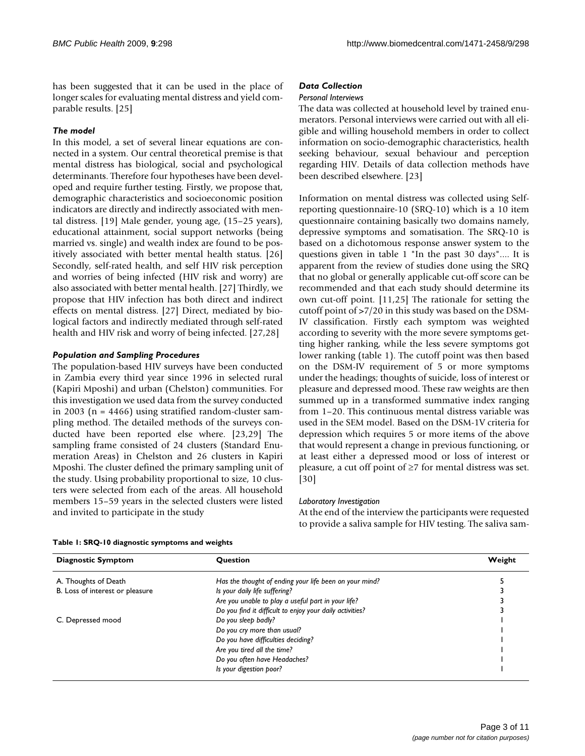has been suggested that it can be used in the place of longer scales for evaluating mental distress and yield comparable results. [25]

### *The model*

In this model, a set of several linear equations are connected in a system. Our central theoretical premise is that mental distress has biological, social and psychological determinants. Therefore four hypotheses have been developed and require further testing. Firstly, we propose that, demographic characteristics and socioeconomic position indicators are directly and indirectly associated with mental distress. [19] Male gender, young age, (15–25 years), educational attainment, social support networks (being married vs. single) and wealth index are found to be positively associated with better mental health status. [26] Secondly, self-rated health, and self HIV risk perception and worries of being infected (HIV risk and worry) are also associated with better mental health. [27] Thirdly, we propose that HIV infection has both direct and indirect effects on mental distress. [27] Direct, mediated by biological factors and indirectly mediated through self-rated health and HIV risk and worry of being infected. [27,28]

### *Population and Sampling Procedures*

The population-based HIV surveys have been conducted in Zambia every third year since 1996 in selected rural (Kapiri Mposhi) and urban (Chelston) communities. For this investigation we used data from the survey conducted in 2003 (n = 4466) using stratified random-cluster sampling method. The detailed methods of the surveys conducted have been reported else where. [23,29] The sampling frame consisted of 24 clusters (Standard Enumeration Areas) in Chelston and 26 clusters in Kapiri Mposhi. The cluster defined the primary sampling unit of the study. Using probability proportional to size, 10 clusters were selected from each of the areas. All household members 15–59 years in the selected clusters were listed and invited to participate in the study

### *Data Collection*

#### *Personal Interviews*

The data was collected at household level by trained enumerators. Personal interviews were carried out with all eligible and willing household members in order to collect information on socio-demographic characteristics, health seeking behaviour, sexual behaviour and perception regarding HIV. Details of data collection methods have been described elsewhere. [23]

Information on mental distress was collected using Self-reporting questionnaire-10 (SRQ-10) which is a 10 item questionnaire containing basically two domains namely, depressive symptoms and somatisation. The SRQ-10 is based on a dichotomous response answer system to the questions given in table 1 "In the past 30 days".... It is apparent from the review of studies done using the SRQ that no global or generally applicable cut-off score can be recommended and that each study should determine its own cut-off point. [11,25] The rationale for setting the cutoff point of >7/20 in this study was based on the DSM-IV classification. Firstly each symptom was weighted according to severity with the more severe symptoms getting higher ranking, while the less severe symptoms got lower ranking (table 1). The cutoff point was then based on the DSM-IV requirement of 5 or more symptoms under the headings; thoughts of suicide, loss of interest or pleasure and depressed mood. These raw weights are then summed up in a transformed summative index ranging from 1–20. This continuous mental distress variable was used in the SEM model. Based on the DSM-1V criteria for depression which requires 5 or more items of the above that would represent a change in previous functioning, or at least either a depressed mood or loss of interest or pleasure, a cut off point of ≥7 for mental distress was set. [30]

#### *Laboratory Investigation*

At the end of the interview the participants were requested to provide a saliva sample for HIV testing. The saliva sam-

**Table 1: SRQ-10 diagnostic symptoms and weights**

| Diagnostic Symptom | Question | Weight |
|---|---|---|
| A. Thoughts of Death | *Has the thought of ending your life been on your mind?* | 5 |
| B. Loss of interest or pleasure | *Is your daily life suffering?* | 3 |
| | *Are you unable to play a useful part in your life?* | 3 |
| | *Do you find it difficult to enjoy your daily activities?* | 3 |
| C. Depressed mood | *Do you sleep badly?* | 1 |
| | *Do you cry more than usual?* | 1 |
| | *Do you have difficulties deciding?* | 1 |
| | *Are you tired all the time?* | 1 |
| | *Do you often have Headaches?* | 1 |
| | *Is your digestion poor?* | 1 |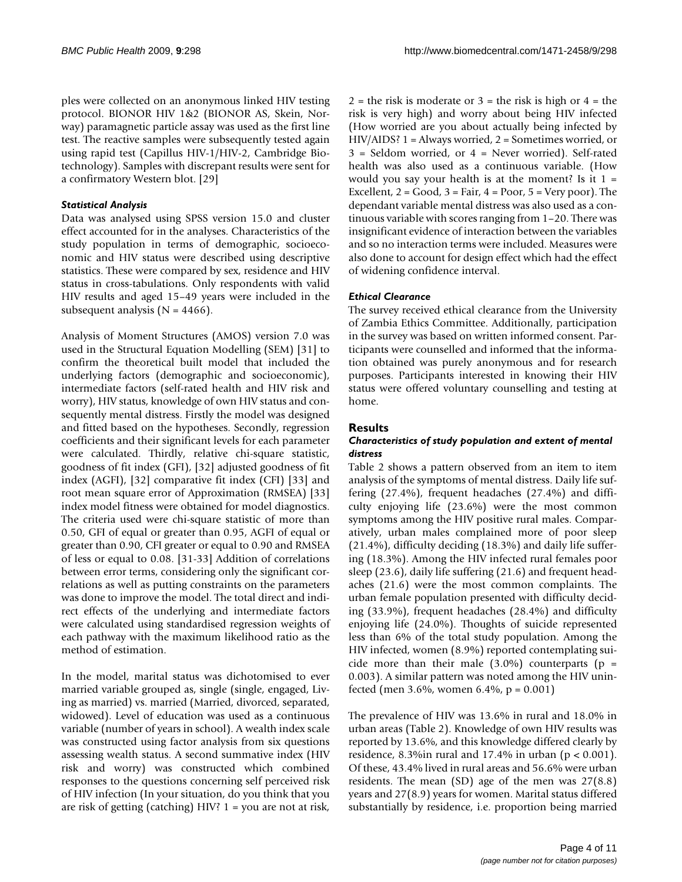ples were collected on an anonymous linked HIV testing protocol. BIONOR HIV 1&2 (BIONOR AS, Skein, Norway) paramagnetic particle assay was used as the first line test. The reactive samples were subsequently tested again using rapid test (Capillus HIV-1/HIV-2, Cambridge Biotechnology). Samples with discrepant results were sent for a confirmatory Western blot. [29]

### *Statistical Analysis*

Data was analysed using SPSS version 15.0 and cluster effect accounted for in the analyses. Characteristics of the study population in terms of demographic, socioeconomic and HIV status were described using descriptive statistics. These were compared by sex, residence and HIV status in cross-tabulations. Only respondents with valid HIV results and aged 15–49 years were included in the subsequent analysis (N = 4466).

Analysis of Moment Structures (AMOS) version 7.0 was used in the Structural Equation Modelling (SEM) [31] to confirm the theoretical built model that included the underlying factors (demographic and socioeconomic), intermediate factors (self-rated health and HIV risk and worry), HIV status, knowledge of own HIV status and consequently mental distress. Firstly the model was designed and fitted based on the hypotheses. Secondly, regression coefficients and their significant levels for each parameter were calculated. Thirdly, relative chi-square statistic, goodness of fit index (GFI), [32] adjusted goodness of fit index (AGFI), [32] comparative fit index (CFI) [33] and root mean square error of Approximation (RMSEA) [33] index model fitness were obtained for model diagnostics. The criteria used were chi-square statistic of more than 0.50, GFI of equal or greater than 0.95, AGFI of equal or greater than 0.90, CFI greater or equal to 0.90 and RMSEA of less or equal to 0.08. [31-33] Addition of correlations between error terms, considering only the significant correlations as well as putting constraints on the parameters was done to improve the model. The total direct and indirect effects of the underlying and intermediate factors were calculated using standardised regression weights of each pathway with the maximum likelihood ratio as the method of estimation.

In the model, marital status was dichotomised to ever married variable grouped as, single (single, engaged, Living as married) vs. married (Married, divorced, separated, widowed). Level of education was used as a continuous variable (number of years in school). A wealth index scale was constructed using factor analysis from six questions assessing wealth status. A second summative index (HIV risk and worry) was constructed which combined responses to the questions concerning self perceived risk of HIV infection (In your situation, do you think that you are risk of getting (catching) HIV? 1 = you are not at risk, 2 = the risk is moderate or 3 = the risk is high or 4 = the risk is very high) and worry about being HIV infected (How worried are you about actually being infected by HIV/AIDS? 1 = Always worried, 2 = Sometimes worried, or 3 = Seldom worried, or 4 = Never worried). Self-rated health was also used as a continuous variable. (How would you say your health is at the moment? Is it 1 = Excellent, 2 = Good, 3 = Fair, 4 = Poor, 5 = Very poor). The dependant variable mental distress was also used as a continuous variable with scores ranging from 1–20. There was insignificant evidence of interaction between the variables and so no interaction terms were included. Measures were also done to account for design effect which had the effect of widening confidence interval.

### *Ethical Clearance*

The survey received ethical clearance from the University of Zambia Ethics Committee. Additionally, participation in the survey was based on written informed consent. Participants were counselled and informed that the information obtained was purely anonymous and for research purposes. Participants interested in knowing their HIV status were offered voluntary counselling and testing at home.

## Results

### *Characteristics of study population and extent of mental distress*

Table 2 shows a pattern observed from an item to item analysis of the symptoms of mental distress. Daily life suffering (27.4%), frequent headaches (27.4%) and difficulty enjoying life (23.6%) were the most common symptoms among the HIV positive rural males. Comparatively, urban males complained more of poor sleep (21.4%), difficulty deciding (18.3%) and daily life suffering (18.3%). Among the HIV infected rural females poor sleep (23.6), daily life suffering (21.6) and frequent headaches (21.6) were the most common complaints. The urban female population presented with difficulty deciding (33.9%), frequent headaches (28.4%) and difficulty enjoying life (24.0%). Thoughts of suicide represented less than 6% of the total study population. Among the HIV infected, women (8.9%) reported contemplating suicide more than their male (3.0%) counterparts ($p$ = 0.003). A similar pattern was noted among the HIV uninfected (men 3.6%, women 6.4%, $p$ = 0.001)

The prevalence of HIV was 13.6% in rural and 18.0% in urban areas (Table 2). Knowledge of own HIV results was reported by 13.6%, and this knowledge differed clearly by residence, 8.3%in rural and 17.4% in urban ($p < 0.001$). Of these, 43.4% lived in rural areas and 56.6% were urban residents. The mean (SD) age of the men was 27(8.8) years and 27(8.9) years for women. Marital status differed substantially by residence, i.e. proportion being married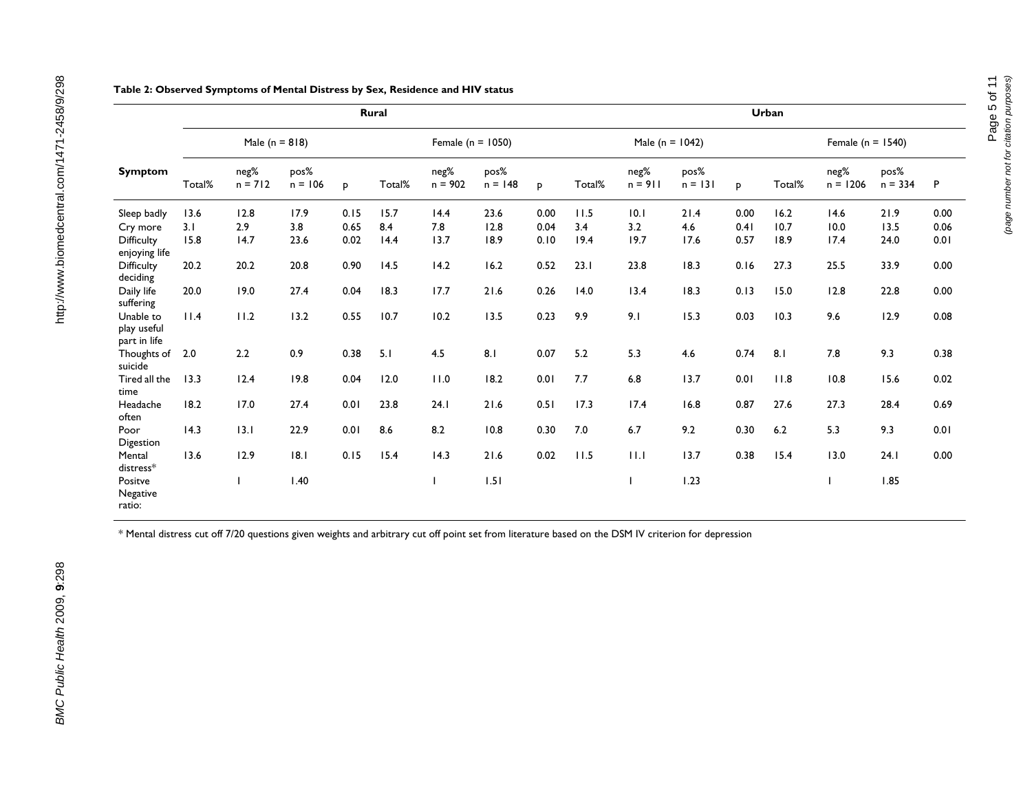**Table 2: Observed Symptoms of Mental Distress by Sex, Residence and HIV status**

| Symptom | Rural | | | | | | | | Urban | | | | | | | |
|---|---|---|---|---|---|---|---|---|---|---|---|---|---|---|---|---|
| | Male (n = 818) | | | | Female (n = 1050) | | | | Male (n = 1042) | | | | Female (n = 1540) | | | |
| | Total% | neg% n = 712 | pos% n = 106 | p | Total% | neg% n = 902 | pos% n = 148 | p | Total% | neg% n = 911 | pos% n = 131 | p | Total% | neg% n = 1206 | pos% n = 334 | P |
| Sleep badly | 13.6 | 12.8 | 17.9 | 0.15 | 15.7 | 14.4 | 23.6 | 0.00 | 11.5 | 10.1 | 21.4 | 0.00 | 16.2 | 14.6 | 21.9 | 0.00 |
| Cry more | 3.1 | 2.9 | 3.8 | 0.65 | 8.4 | 7.8 | 12.8 | 0.04 | 3.4 | 3.2 | 4.6 | 0.41 | 10.7 | 10.0 | 13.5 | 0.06 |
| Difficulty enjoying life | 15.8 | 14.7 | 23.6 | 0.02 | 14.4 | 13.7 | 18.9 | 0.10 | 19.4 | 19.7 | 17.6 | 0.57 | 18.9 | 17.4 | 24.0 | 0.01 |
| Difficulty deciding | 20.2 | 20.2 | 20.8 | 0.90 | 14.5 | 14.2 | 16.2 | 0.52 | 23.1 | 23.8 | 18.3 | 0.16 | 27.3 | 25.5 | 33.9 | 0.00 |
| Daily life suffering | 20.0 | 19.0 | 27.4 | 0.04 | 18.3 | 17.7 | 21.6 | 0.26 | 14.0 | 13.4 | 18.3 | 0.13 | 15.0 | 12.8 | 22.8 | 0.00 |
| Unable to play useful part in life | 11.4 | 11.2 | 13.2 | 0.55 | 10.7 | 10.2 | 13.5 | 0.23 | 9.9 | 9.1 | 15.3 | 0.03 | 10.3 | 9.6 | 12.9 | 0.08 |
| Thoughts of suicide | 2.0 | 2.2 | 0.9 | 0.38 | 5.1 | 4.5 | 8.1 | 0.07 | 5.2 | 5.3 | 4.6 | 0.74 | 8.1 | 7.8 | 9.3 | 0.38 |
| Tired all the time | 13.3 | 12.4 | 19.8 | 0.04 | 12.0 | 11.0 | 18.2 | 0.01 | 7.7 | 6.8 | 13.7 | 0.01 | 11.8 | 10.8 | 15.6 | 0.02 |
| Headache often | 18.2 | 17.0 | 27.4 | 0.01 | 23.8 | 24.1 | 21.6 | 0.51 | 17.3 | 17.4 | 16.8 | 0.87 | 27.6 | 27.3 | 28.4 | 0.69 |
| Poor Digestion | 14.3 | 13.1 | 22.9 | 0.01 | 8.6 | 8.2 | 10.8 | 0.30 | 7.0 | 6.7 | 9.2 | 0.30 | 6.2 | 5.3 | 9.3 | 0.01 |
| Mental distress* | 13.6 | 12.9 | 18.1 | 0.15 | 15.4 | 14.3 | 21.6 | 0.02 | 11.5 | 11.1 | 13.7 | 0.38 | 15.4 | 13.0 | 24.1 | 0.00 |
| Positve Negative ratio: | | 1 | 1.40 | | | 1 | 1.51 | | | 1 | 1.23 | | | 1 | 1.85 | |

* Mental distress cut off 7/20 questions given weights and arbitrary cut off point set from literature based on the DSM IV criterion for depression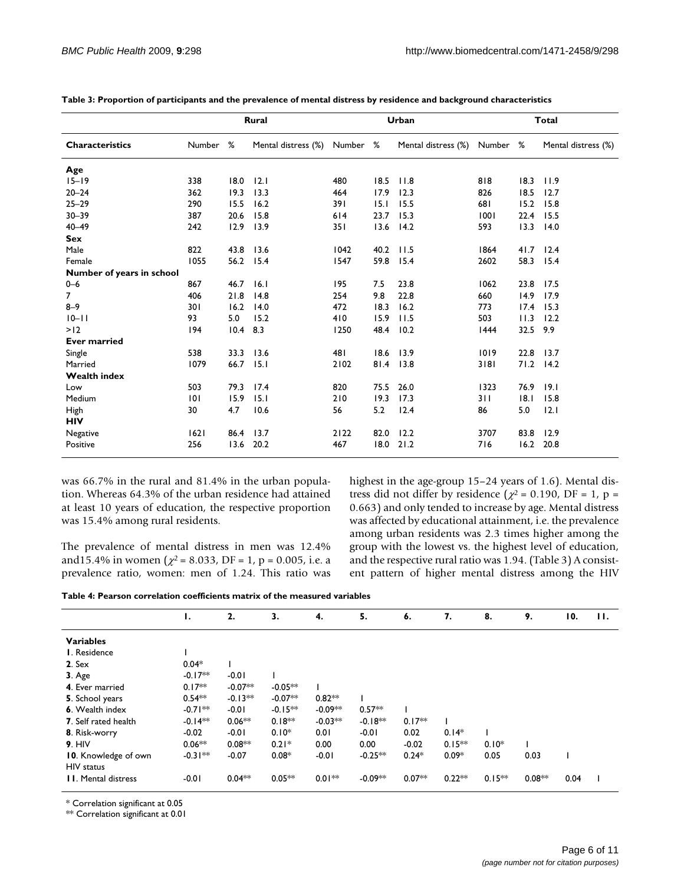**Table 3: Proportion of participants and the prevalence of mental distress by residence and background characteristics**

| | Rural | | | Urban | | | Total | | |
|---|---|---|---|---|---|---|---|---|---|
| **Characteristics** | Number | % | Mental distress (%) | Number | % | Mental distress (%) | Number | % | Mental distress (%) |
| **Age** | | | | | | | | | |
| 15–19 | 338 | 18.0 | 12.1 | 480 | 18.5 | 11.8 | 818 | 18.3 | 11.9 |
| 20–24 | 362 | 19.3 | 13.3 | 464 | 17.9 | 12.3 | 826 | 18.5 | 12.7 |
| 25–29 | 290 | 15.5 | 16.2 | 391 | 15.1 | 15.5 | 681 | 15.2 | 15.8 |
| 30–39 | 387 | 20.6 | 15.8 | 614 | 23.7 | 15.3 | 1001 | 22.4 | 15.5 |
| 40–49 | 242 | 12.9 | 13.9 | 351 | 13.6 | 14.2 | 593 | 13.3 | 14.0 |
| **Sex** | | | | | | | | | |
| Male | 822 | 43.8 | 13.6 | 1042 | 40.2 | 11.5 | 1864 | 41.7 | 12.4 |
| Female | 1055 | 56.2 | 15.4 | 1547 | 59.8 | 15.4 | 2602 | 58.3 | 15.4 |
| **Number of years in school** | | | | | | | | | |
| 0–6 | 867 | 46.7 | 16.1 | 195 | 7.5 | 23.8 | 1062 | 23.8 | 17.5 |
| 7 | 406 | 21.8 | 14.8 | 254 | 9.8 | 22.8 | 660 | 14.9 | 17.9 |
| 8–9 | 301 | 16.2 | 14.0 | 472 | 18.3 | 16.2 | 773 | 17.4 | 15.3 |
| 10–11 | 93 | 5.0 | 15.2 | 410 | 15.9 | 11.5 | 503 | 11.3 | 12.2 |
| >12 | 194 | 10.4 | 8.3 | 1250 | 48.4 | 10.2 | 1444 | 32.5 | 9.9 |
| **Ever married** | | | | | | | | | |
| Single | 538 | 33.3 | 13.6 | 481 | 18.6 | 13.9 | 1019 | 22.8 | 13.7 |
| Married | 1079 | 66.7 | 15.1 | 2102 | 81.4 | 13.8 | 3181 | 71.2 | 14.2 |
| **Wealth index** | | | | | | | | | |
| Low | 503 | 79.3 | 17.4 | 820 | 75.5 | 26.0 | 1323 | 76.9 | 19.1 |
| Medium | 101 | 15.9 | 15.1 | 210 | 19.3 | 17.3 | 311 | 18.1 | 15.8 |
| High | 30 | 4.7 | 10.6 | 56 | 5.2 | 12.4 | 86 | 5.0 | 12.1 |
| **HIV** | | | | | | | | | |
| Negative | 1621 | 86.4 | 13.7 | 2122 | 82.0 | 12.2 | 3707 | 83.8 | 12.9 |
| Positive | 256 | 13.6 | 20.2 | 467 | 18.0 | 21.2 | 716 | 16.2 | 20.8 |

was 66.7% in the rural and 81.4% in the urban population. Whereas 64.3% of the urban residence had attained at least 10 years of education, the respective proportion was 15.4% among rural residents.

The prevalence of mental distress in men was 12.4% and15.4% in women ($\chi^2 = 8.033$, DF = 1, p = 0.005, i.e. a prevalence ratio, women: men of 1.24. This ratio was highest in the age-group 15–24 years of 1.6). Mental distress did not differ by residence ($\chi^2 = 0.190$, DF = 1, p = 0.663) and only tended to increase by age. Mental distress was affected by educational attainment, i.e. the prevalence among urban residents was 2.3 times higher among the group with the lowest vs. the highest level of education, and the respective rural ratio was 1.94. (Table 3) A consistent pattern of higher mental distress among the HIV

**Table 4: Pearson correlation coefficients matrix of the measured variables**

| | 1. | 2. | 3. | 4. | 5. | 6. | 7. | 8. | 9. | 10. | 11. |
|---|---|---|---|---|---|---|---|---|---|---|---|
| **Variables** | | | | | | | | | | | |
| **1**. Residence | 1 | | | | | | | | | | |
| **2**. Sex | 0.04* | 1 | | | | | | | | | |
| **3**. Age | -0.17** | -0.01 | 1 | | | | | | | | |
| **4**. Ever married | 0.17** | -0.07** | -0.05** | 1 | | | | | | | |
| **5**. School years | 0.54** | -0.13** | -0.07** | 0.82** | 1 | | | | | | |
| **6**. Wealth index | -0.71** | -0.01 | -0.15** | -0.09** | 0.57** | 1 | | | | | |
| **7**. Self rated health | -0.14** | 0.06** | 0.18** | -0.03** | -0.18** | 0.17** | 1 | | | | |
| **8**. Risk-worry | -0.02 | -0.01 | 0.10* | 0.01 | -0.01 | 0.02 | 0.14* | 1 | | | |
| **9**. HIV | 0.06** | 0.08** | 0.21* | 0.00 | 0.00 | -0.02 | 0.15** | 0.10* | 1 | | |
| **10**. Knowledge of own HIV status | -0.31** | -0.07 | 0.08* | -0.01 | -0.25** | 0.24* | 0.09* | 0.05 | 0.03 | 1 | |
| **11**. Mental distress | -0.01 | 0.04** | 0.05** | 0.01** | -0.09** | 0.07** | 0.22** | 0.15** | 0.08** | 0.04 | 1 |

\* Correlation significant at 0.05

\** Correlation significant at 0.01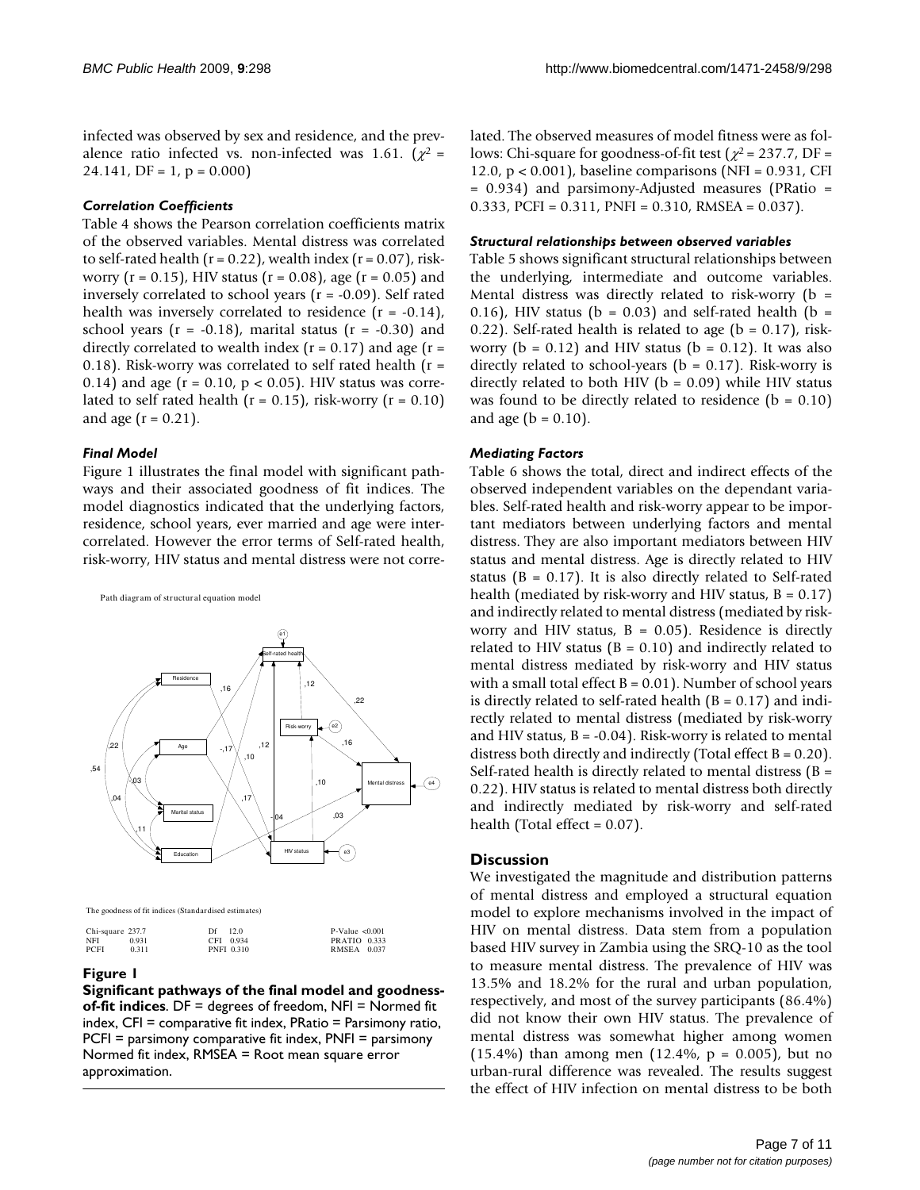infected was observed by sex and residence, and the prevalence ratio infected vs. non-infected was 1.61. ($\chi^2$ = 24.141, DF = 1, p = 0.000)

### *Correlation Coefficients*

Table 4 shows the Pearson correlation coefficients matrix of the observed variables. Mental distress was correlated to self-rated health (r = 0.22), wealth index (r = 0.07), risk-worry (r = 0.15), HIV status (r = 0.08), age (r = 0.05) and inversely correlated to school years (r = -0.09). Self rated health was inversely correlated to residence (r = -0.14), school years (r = -0.18), marital status (r = -0.30) and directly correlated to wealth index (r = 0.17) and age (r = 0.18). Risk-worry was correlated to self rated health (r = 0.14) and age (r = 0.10, $p < 0.05$). HIV status was correlated to self rated health (r = 0.15), risk-worry (r = 0.10) and age (r = 0.21).

### *Final Model*

Figure 1 illustrates the final model with significant pathways and their associated goodness of fit indices. The model diagnostics indicated that the underlying factors, residence, school years, ever married and age were intercorrelated. However the error terms of Self-rated health, risk-worry, HIV status and mental distress were not correlated. The observed measures of model fitness were as follows: Chi-square for goodness-of-fit test ($\chi^2$ = 237.7, DF = 12.0, $p < 0.001$), baseline comparisons (NFI = 0.931, CFI = 0.934) and parsimony-Adjusted measures (PRatio = 0.333, PCFI = 0.311, PNFI = 0.310, RMSEA = 0.037).

Path diagram of structural equation model

The goodness of fit indices (Standardised estimates)

| | | | | | |
|---|---|---|---|---|---|
| Chi-square | 237.7 | Df | 12.0 | P-Value | <0.001 |
| NFI | 0.931 | CFI | 0.934 | PRATIO | 0.333 |
| PCFI | 0.311 | PNFI | 0.310 | RMSEA | 0.037 |

**Figure 1**

**Significant pathways of the final model and goodness-of-fit indices**. DF = degrees of freedom, NFI = Normed fit index, CFI = comparative fit index, PRatio = Parsimony ratio, PCFI = parsimony comparative fit index, PNFI = parsimony Normed fit index, RMSEA = Root mean square error approximation.

### *Structural relationships between observed variables*

Table 5 shows significant structural relationships between the underlying, intermediate and outcome variables. Mental distress was directly related to risk-worry (b = 0.16), HIV status (b = 0.03) and self-rated health (b = 0.22). Self-rated health is related to age (b = 0.17), risk-worry (b = 0.12) and HIV status (b = 0.12). It was also directly related to school-years (b = 0.17). Risk-worry is directly related to both HIV (b = 0.09) while HIV status was found to be directly related to residence (b = 0.10) and age (b = 0.10).

### *Mediating Factors*

Table 6 shows the total, direct and indirect effects of the observed independent variables on the dependant variables. Self-rated health and risk-worry appear to be important mediators between underlying factors and mental distress. They are also important mediators between HIV status and mental distress. Age is directly related to HIV status (B = 0.17). It is also directly related to Self-rated health (mediated by risk-worry and HIV status, B = 0.17) and indirectly related to mental distress (mediated by risk-worry and HIV status, B = 0.05). Residence is directly related to HIV status (B = 0.10) and indirectly related to mental distress mediated by risk-worry and HIV status with a small total effect B = 0.01). Number of school years is directly related to self-rated health (B = 0.17) and indirectly related to mental distress (mediated by risk-worry and HIV status, B = -0.04). Risk-worry is related to mental distress both directly and indirectly (Total effect B = 0.20). Self-rated health is directly related to mental distress (B = 0.22). HIV status is related to mental distress both directly and indirectly mediated by risk-worry and self-rated health (Total effect = 0.07).

## **Discussion**

We investigated the magnitude and distribution patterns of mental distress and employed a structural equation model to explore mechanisms involved in the impact of HIV on mental distress. Data stem from a population based HIV survey in Zambia using the SRQ-10 as the tool to measure mental distress. The prevalence of HIV was 13.5% and 18.2% for the rural and urban population, respectively, and most of the survey participants (86.4%) did not know their own HIV status. The prevalence of mental distress was somewhat higher among women (15.4%) than among men (12.4%, p = 0.005), but no urban-rural difference was revealed. The results suggest the effect of HIV infection on mental distress to be both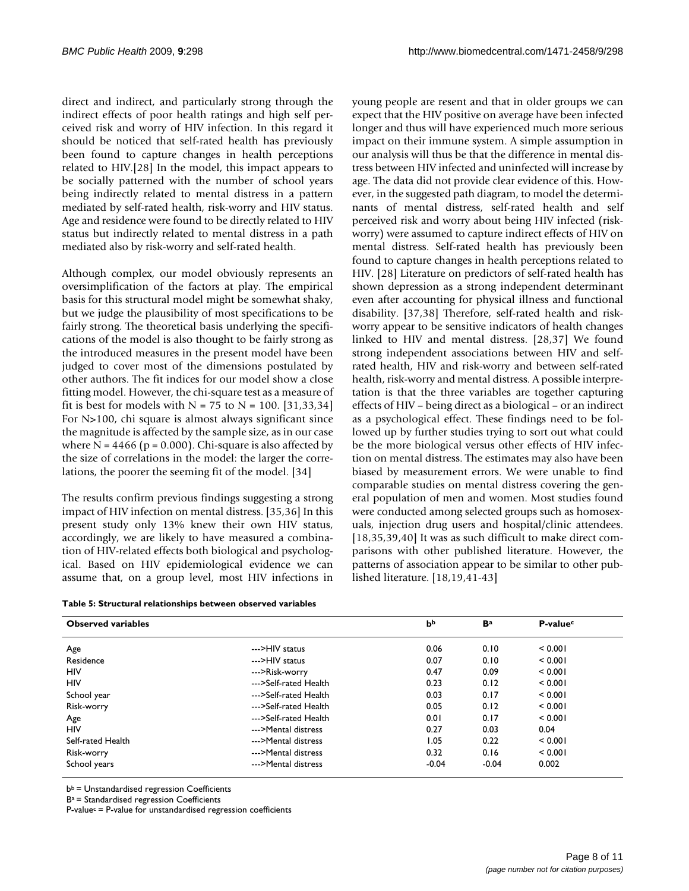direct and indirect, and particularly strong through the indirect effects of poor health ratings and high self perceived risk and worry of HIV infection. In this regard it should be noticed that self-rated health has previously been found to capture changes in health perceptions related to HIV.[28] In the model, this impact appears to be socially patterned with the number of school years being indirectly related to mental distress in a pattern mediated by self-rated health, risk-worry and HIV status. Age and residence were found to be directly related to HIV status but indirectly related to mental distress in a path mediated also by risk-worry and self-rated health.

Although complex, our model obviously represents an oversimplification of the factors at play. The empirical basis for this structural model might be somewhat shaky, but we judge the plausibility of most specifications to be fairly strong. The theoretical basis underlying the specifications of the model is also thought to be fairly strong as the introduced measures in the present model have been judged to cover most of the dimensions postulated by other authors. The fit indices for our model show a close fitting model. However, the chi-square test as a measure of fit is best for models with N = 75 to N = 100. [31,33,34] For N>100, chi square is almost always significant since the magnitude is affected by the sample size, as in our case where N = 4466 (p = 0.000). Chi-square is also affected by the size of correlations in the model: the larger the correlations, the poorer the seeming fit of the model. [34]

The results confirm previous findings suggesting a strong impact of HIV infection on mental distress. [35,36] In this present study only 13% knew their own HIV status, accordingly, we are likely to have measured a combination of HIV-related effects both biological and psychological. Based on HIV epidemiological evidence we can assume that, on a group level, most HIV infections in young people are resent and that in older groups we can expect that the HIV positive on average have been infected longer and thus will have experienced much more serious impact on their immune system. A simple assumption in our analysis will thus be that the difference in mental distress between HIV infected and uninfected will increase by age. The data did not provide clear evidence of this. However, in the suggested path diagram, to model the determinants of mental distress, self-rated health and self perceived risk and worry about being HIV infected (risk-worry) were assumed to capture indirect effects of HIV on mental distress. Self-rated health has previously been found to capture changes in health perceptions related to HIV. [28] Literature on predictors of self-rated health has shown depression as a strong independent determinant even after accounting for physical illness and functional disability. [37,38] Therefore, self-rated health and risk-worry appear to be sensitive indicators of health changes linked to HIV and mental distress. [28,37] We found strong independent associations between HIV and self-rated health, HIV and risk-worry and between self-rated health, risk-worry and mental distress. A possible interpretation is that the three variables are together capturing effects of HIV – being direct as a biological – or an indirect as a psychological effect. These findings need to be followed up by further studies trying to sort out what could be the more biological versus other effects of HIV infection on mental distress. The estimates may also have been biased by measurement errors. We were unable to find comparable studies on mental distress covering the general population of men and women. Most studies found were conducted among selected groups such as homosexuals, injection drug users and hospital/clinic attendees. [18,35,39,40] It was as such difficult to make direct comparisons with other published literature. However, the patterns of association appear to be similar to other published literature. [18,19,41-43]

**Table 5: Structural relationships between observed variables**

| Observed variables | | b[b] | B[a] | P-value[c] |
|---|---|---|---|---|
| Age | --->HIV status | 0.06 | 0.10 | < 0.001 |
| Residence | --->HIV status | 0.07 | 0.10 | < 0.001 |
| HIV | --->Risk-worry | 0.47 | 0.09 | < 0.001 |
| HIV | --->Self-rated Health | 0.23 | 0.12 | < 0.001 |
| School year | --->Self-rated Health | 0.03 | 0.17 | < 0.001 |
| Risk-worry | --->Self-rated Health | 0.05 | 0.12 | < 0.001 |
| Age | --->Self-rated Health | 0.01 | 0.17 | < 0.001 |
| HIV | --->Mental distress | 0.27 | 0.03 | 0.04 |
| Self-rated Health | --->Mental distress | 1.05 | 0.22 | < 0.001 |
| Risk-worry | --->Mental distress | 0.32 | 0.16 | < 0.001 |
| School years | --->Mental distress | -0.04 | -0.04 | 0.002 |

b[b] = Unstandardised regression Coefficients

B[a] = Standardised regression Coefficients

P-value[c] = P-value for unstandardised regression coefficients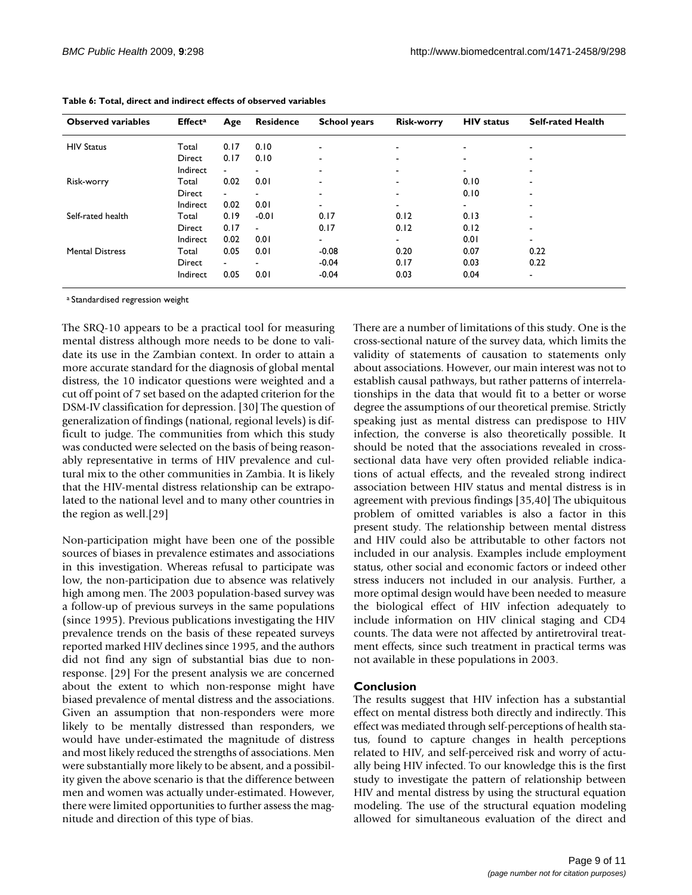**Table 6: Total, direct and indirect effects of observed variables**

| Observed variables | Effect[a] | Age | Residence | School years | Risk-worry | HIV status | Self-rated Health |
|---|---|---|---|---|---|---|---|
| HIV Status | Total | 0.17 | 0.10 | - | - | - | - |
| | Direct | 0.17 | 0.10 | - | - | - | - |
| | Indirect | - | - | - | - | - | - |
| Risk-worry | Total | 0.02 | 0.01 | - | - | 0.10 | - |
| | Direct | - | - | - | - | 0.10 | - |
| | Indirect | 0.02 | 0.01 | - | - | - | - |
| Self-rated health | Total | 0.19 | -0.01 | 0.17 | 0.12 | 0.13 | - |
| | Direct | 0.17 | - | 0.17 | 0.12 | 0.12 | - |
| | Indirect | 0.02 | 0.01 | - | - | 0.01 | - |
| Mental Distress | Total | 0.05 | 0.01 | -0.08 | 0.20 | 0.07 | 0.22 |
| | Direct | - | - | -0.04 | 0.17 | 0.03 | 0.22 |
| | Indirect | 0.05 | 0.01 | -0.04 | 0.03 | 0.04 | - |

[a] Standardised regression weight

The SRQ-10 appears to be a practical tool for measuring mental distress although more needs to be done to validate its use in the Zambian context. In order to attain a more accurate standard for the diagnosis of global mental distress, the 10 indicator questions were weighted and a cut off point of 7 set based on the adapted criterion for the DSM-IV classification for depression. [30] The question of generalization of findings (national, regional levels) is difficult to judge. The communities from which this study was conducted were selected on the basis of being reasonably representative in terms of HIV prevalence and cultural mix to the other communities in Zambia. It is likely that the HIV-mental distress relationship can be extrapolated to the national level and to many other countries in the region as well.[29]

Non-participation might have been one of the possible sources of biases in prevalence estimates and associations in this investigation. Whereas refusal to participate was low, the non-participation due to absence was relatively high among men. The 2003 population-based survey was a follow-up of previous surveys in the same populations (since 1995). Previous publications investigating the HIV prevalence trends on the basis of these repeated surveys reported marked HIV declines since 1995, and the authors did not find any sign of substantial bias due to non-response. [29] For the present analysis we are concerned about the extent to which non-response might have biased prevalence of mental distress and the associations. Given an assumption that non-responders were more likely to be mentally distressed than responders, we would have under-estimated the magnitude of distress and most likely reduced the strengths of associations. Men were substantially more likely to be absent, and a possibility given the above scenario is that the difference between men and women was actually under-estimated. However, there were limited opportunities to further assess the magnitude and direction of this type of bias.

There are a number of limitations of this study. One is the cross-sectional nature of the survey data, which limits the validity of statements of causation to statements only about associations. However, our main interest was not to establish causal pathways, but rather patterns of interrelationships in the data that would fit to a better or worse degree the assumptions of our theoretical premise. Strictly speaking just as mental distress can predispose to HIV infection, the converse is also theoretically possible. It should be noted that the associations revealed in cross-sectional data have very often provided reliable indications of actual effects, and the revealed strong indirect association between HIV status and mental distress is in agreement with previous findings [35,40] The ubiquitous problem of omitted variables is also a factor in this present study. The relationship between mental distress and HIV could also be attributable to other factors not included in our analysis. Examples include employment status, other social and economic factors or indeed other stress inducers not included in our analysis. Further, a more optimal design would have been needed to measure the biological effect of HIV infection adequately to include information on HIV clinical staging and CD4 counts. The data were not affected by antiretroviral treatment effects, since such treatment in practical terms was not available in these populations in 2003.

## Conclusion

The results suggest that HIV infection has a substantial effect on mental distress both directly and indirectly. This effect was mediated through self-perceptions of health status, found to capture changes in health perceptions related to HIV, and self-perceived risk and worry of actually being HIV infected. To our knowledge this is the first study to investigate the pattern of relationship between HIV and mental distress by using the structural equation modeling. The use of the structural equation modeling allowed for simultaneous evaluation of the direct and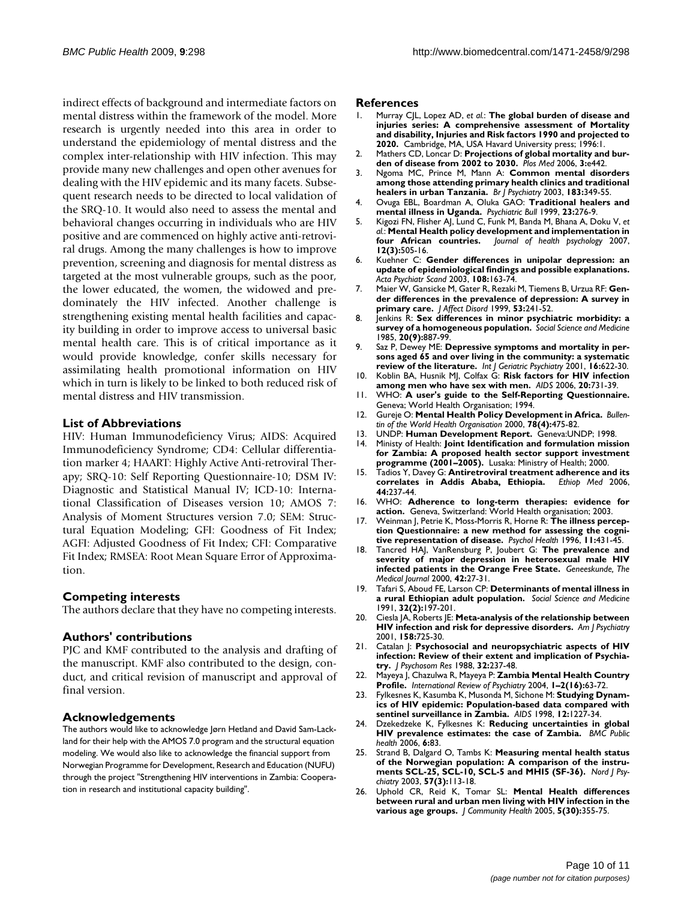indirect effects of background and intermediate factors on mental distress within the framework of the model. More research is urgently needed into this area in order to understand the epidemiology of mental distress and the complex inter-relationship with HIV infection. This may provide many new challenges and open other avenues for dealing with the HIV epidemic and its many facets. Subsequent research needs to be directed to local validation of the SRQ-10. It would also need to assess the mental and behavioral changes occurring in individuals who are HIV positive and are commenced on highly active anti-retroviral drugs. Among the many challenges is how to improve prevention, screening and diagnosis for mental distress as targeted at the most vulnerable groups, such as the poor, the lower educated, the women, the widowed and predominately the HIV infected. Another challenge is strengthening existing mental health facilities and capacity building in order to improve access to universal basic mental health care. This is of critical importance as it would provide knowledge, confer skills necessary for assimilating health promotional information on HIV which in turn is likely to be linked to both reduced risk of mental distress and HIV transmission.

## List of Abbreviations

HIV: Human Immunodeficiency Virus; AIDS: Acquired Immunodeficiency Syndrome; CD4: Cellular differentiation marker 4; HAART: Highly Active Anti-retroviral Therapy; SRQ-10: Self Reporting Questionnaire-10; DSM IV: Diagnostic and Statistical Manual IV; ICD-10: International Classification of Diseases version 10; AMOS 7: Analysis of Moment Structures version 7.0; SEM: Structural Equation Modeling; GFI: Goodness of Fit Index; AGFI: Adjusted Goodness of Fit Index; CFI: Comparative Fit Index; RMSEA: Root Mean Square Error of Approximation.

## Competing interests

The authors declare that they have no competing interests.

## Authors' contributions

PJC and KMF contributed to the analysis and drafting of the manuscript. KMF also contributed to the design, conduct, and critical revision of manuscript and approval of final version.

## Acknowledgements

The authors would like to acknowledge Jørn Hetland and David Sam-Lackland for their help with the AMOS 7.0 program and the structural equation modeling. We would also like to acknowledge the financial support from Norwegian Programme for Development, Research and Education (NUFU) through the project "Strengthening HIV interventions in Zambia: Cooperation in research and institutional capacity building".

## References

1. Murray CJL, Lopez AD, *et al.*: **The global burden of disease and injuries series: A comprehensive assessment of Mortality and disability, Injuries and Risk factors 1990 and projected to 2020.** Cambridge, MA, USA Havard University press; 1996:1.
2. Mathers CD, Loncar D: **Projections of global mortality and burden of disease from 2002 to 2030.** *Plos Med* 2006, **3:**e442.
3. Ngoma MC, Prince M, Mann A: **Common mental disorders among those attending primary health clinics and traditional healers in urban Tanzania.** *Br J Psychiatry* 2003, **183:**349-55.
4. Ovuga EBL, Boardman A, Oluka GAO: **Traditional healers and mental illness in Uganda.** *Psychiatric Bull* 1999, **23:**276-9.
5. Kigozi FN, Flisher AJ, Lund C, Funk M, Banda M, Bhana A, Doku V, *et al.*: **Mental Health policy development and implementation in four African countries.** *Journal of health psychology* 2007, **12(3):**505-16.
6. Kuehner C: **Gender differences in unipolar depression: an update of epidemiological findings and possible explanations.** *Acta Psychiatr Scand* 2003, **108:**163-74.
7. Maier W, Gansicke M, Gater R, Rezaki M, Tiemens B, Urzua RF: **Gender differences in the prevalence of depression: A survey in primary care.** *J Affect Disord* 1999, **53:**241-52.
8. Jenkins R: **Sex differences in minor psychiatric morbidity: a survey of a homogeneous population.** *Social Science and Medicine* 1985, **20(9):**887-99.
9. Saz P, Dewey ME: **Depressive symptoms and mortality in persons aged 65 and over living in the community: a systematic review of the literature.** *Int J Geriatric Psychiatry* 2001, **16:**622-30.
10. Koblin BA, Husnik MJ, Colfax G: **Risk factors for HIV infection among men who have sex with men.** *AIDS* 2006, **20:**731-39.
11. WHO: **A user's guide to the Self-Reporting Questionnaire.** Geneva; World Health Organisation; 1994.
12. Gureje O: **Mental Health Policy Development in Africa.** *Bullentin of the World Health Organisation* 2000, **78(4):**475-82.
13. UNDP: **Human Development Report.** Geneva:UNDP; 1998.
14. Ministy of Health: **Joint Identification and formulation mission for Zambia: A proposed health sector support investment programme (2001–2005).** Lusaka: Ministry of Health; 2000.
15. Tadios Y, Davey G: **Antiretroviral treatment adherence and its correlates in Addis Ababa, Ethiopia.** *Ethiop Med* 2006, **44:**237-44.
16. WHO: **Adherence to long-term therapies: evidence for action.** Geneva, Switzerland: World Health organisation; 2003.
17. Weinman J, Petrie K, Moss-Morris R, Horne R: **The illness perception Questionnaire: a new method for assessing the cognitive representation of disease.** *Psychol Health* 1996, **11:**431-45.
18. Tancred HAJ, VanRensburg P, Joubert G: **The prevalence and severity of major depression in heterosexual male HIV infected patients in the Orange Free State.** *Geneeskunde, The Medical Journal* 2000, **42:**27-31.
19. Tafari S, Aboud FE, Larson CP: **Determinants of mental illness in a rural Ethiopian adult population.** *Social Science and Medicine* 1991, **32(2):**197-201.
20. Ciesla JA, Roberts JE: **Meta-analysis of the relationship between HIV infection and risk for depressive disorders.** *Am J Psychiatry* 2001, **158:**725-30.
21. Catalan J: **Psychosocial and neuropsychiatric aspects of HIV infection: Review of their extent and implication of Psychiatry.** *J Psychosom Res* 1988, **32:**237-48.
22. Mayeya J, Chazulwa R, Mayeya P: **Zambia Mental Health Country Profile.** *International Review of Psychiatry* 2004, **1–2(16):**63-72.
23. Fylkesnes K, Kasumba K, Musonda M, Sichone M: **Studying Dynamics of HIV epidemic: Population-based data compared with sentinel surveillance in Zambia.** *AIDS* 1998, **12:**1227-34.
24. Dzekedzeke K, Fylkesnes K: **Reducing uncertainties in global HIV prevalence estimates: the case of Zambia.** *BMC Public health* 2006, **6:**83.
25. Strand B, Dalgard O, Tambs K: **Measuring mental health status of the Norwegian population: A comparison of the instruments SCL-25, SCL-10, SCL-5 and MHI5 (SF-36).** *Nord J Psychiatry* 2003, **57(3):**113-18.
26. Uphold CR, Reid K, Tomar SL: **Mental Health differences between rural and urban men living with HIV infection in the various age groups.** *J Community Health* 2005, **5(30):**355-75.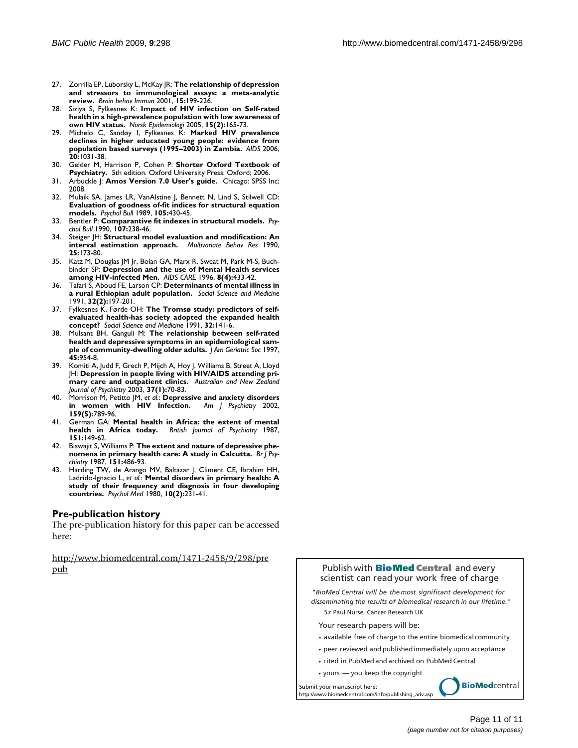27. Zorrilla EP, Luborsky L, McKay JR: **The relationship of depression and stressors to immunological assays: a meta-analytic review.** *Brain behav Immun* 2001, **15:**199-226.
28. Siziya S, Fylkesnes K: **Impact of HIV infection on Self-rated health in a high-prevalence population with low awareness of own HIV status.** *Norsk Epidemiologi* 2005, **15(2):**165-73.
29. Michelo C, Sandøy I, Fylkesnes K: **Marked HIV prevalence declines in higher educated young people: evidence from population based surveys (1995–2003) in Zambia.** *AIDS* 2006, **20:**1031-38.
30. Gelder M, Harrison P, Cohen P: **Shorter Oxford Textbook of Psychiatry.** 5th edition. Oxford University Press: Oxford; 2006.
31. Arbuckle J: **Amos Version 7.0 User's guide.** Chicago: SPSS Inc; 2008.
32. Mulaik SA, James LR, VanAlstine J, Bennett N, Lind S, Stilwell CD: **Evaluation of goodness of-fit indices for structural equation models.** *Psychol Bull* 1989, **105:**430-45.
33. Bentler P: **Comparantive fit indexes in structural models.** *Psychol Bull* 1990, **107:**238-46.
34. Steiger JH: **Structural model evaluation and modification: An interval estimation approach.** *Multivariate Behav Res* 1990, **25:**173-80.
35. Katz M, Douglas JM Jr, Bolan GA, Marx R, Sweat M, Park M-S, Buchbinder SP: **Depression and the use of Mental Health services among HIV-infected Men.** *AIDS CARE* 1996, **8(4):**433-42.
36. Tafari S, Aboud FE, Larson CP: **Determinants of mental illness in a rural Ethiopian adult population.** *Social Science and Medicine* 1991, **32(2):**197-201.
37. Fylkesnes K, Førde OH: **The Tromsø study: predictors of self-evaluated health-has society adopted the expanded health concept?** *Social Science and Medicine* 1991, **32:**141-6.
38. Mulsant BH, Ganguli M: **The relationship between self-rated health and depressive symptoms in an epidemiological sample of community-dwelling older adults.** *J Am Geriatric Soc* 1997, **45:**954-8.
39. Komiti A, Judd F, Grech P, Mijch A, Hoy J, Williams B, Street A, Lloyd JH: **Depression in people living with HIV/AIDS attending primary care and outpatient clinics.** *Australian and New Zealand Journal of Psychiatry* 2003, **37(1):**70-83.
40. Morrison M, Petitto JM, *et al.*: **Depressive and anxiety disorders in women with HIV Infection.** *Am J Psychiatry* 2002, **159(5):**789-96.
41. German GA: **Mental health in Africa: the extent of mental health in Africa today.** *British Journal of Psychiatry* 1987, **151:**149-62.
42. Biswajit S, Williams P: **The extent and nature of depressive phenomena in primary health care: A study in Calcutta.** *Br J Psychiatry* 1987, **151:**486-93.
43. Harding TW, de Arango MV, Baltazar J, Climent CE, Ibrahim HH, Ladrido-Ignacio L, *et al.*: **Mental disorders in primary health: A study of their frequency and diagnosis in four developing countries.** *Psychol Med* 1980, **10(2):**231-41.

## Pre-publication history

The pre-publication history for this paper can be accessed here:

http://www.biomedcentral.com/1471-2458/9/298/prepub

Publish with **BioMed Central** and every scientist can read your work free of charge

*"BioMed Central will be the most significant development for disseminating the results of biomedical research in our lifetime."*
Sir Paul Nurse, Cancer Research UK

Your research papers will be:

- available free of charge to the entire biomedical community
- peer reviewed and published immediately upon acceptance
- cited in PubMed and archived on PubMed Central
- yours — you keep the copyright

Submit your manuscript here:
http://www.biomedcentral.com/info/publishing_adv.asp

**BioMed**central